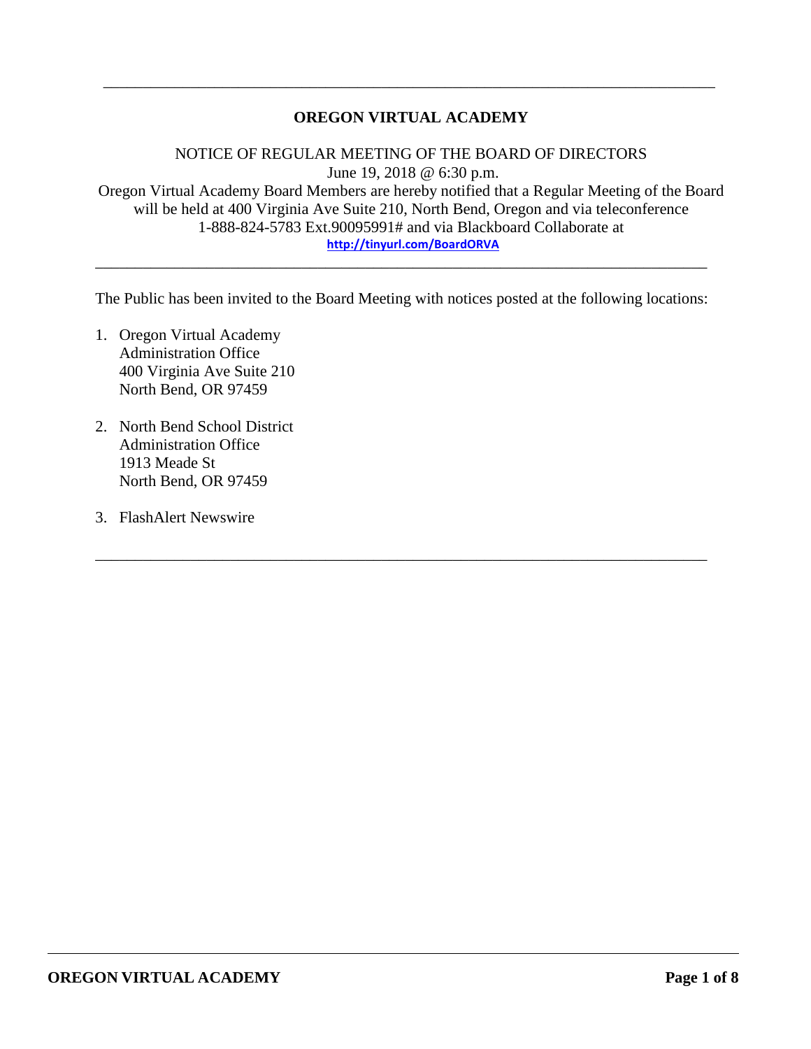# OREGON VIRTUAL ACADEMY

NOTICE OF REGULAR MEETING OF THE BOARD OF DIRECTORS
June 19, 2018 @ 6:30 p.m.
Oregon Virtual Academy Board Members are hereby notified that a Regular Meeting of the Board will be held at 400 Virginia Ave Suite 210, North Bend, Oregon and via teleconference 1-888-824-5783 Ext.90095991# and via Blackboard Collaborate at
http://tinyurl.com/BoardORVA

---

The Public has been invited to the Board Meeting with notices posted at the following locations:

1. Oregon Virtual Academy
   Administration Office
   400 Virginia Ave Suite 210
   North Bend, OR 97459

2. North Bend School District
   Administration Office
   1913 Meade St
   North Bend, OR 97459

3. FlashAlert Newswire

---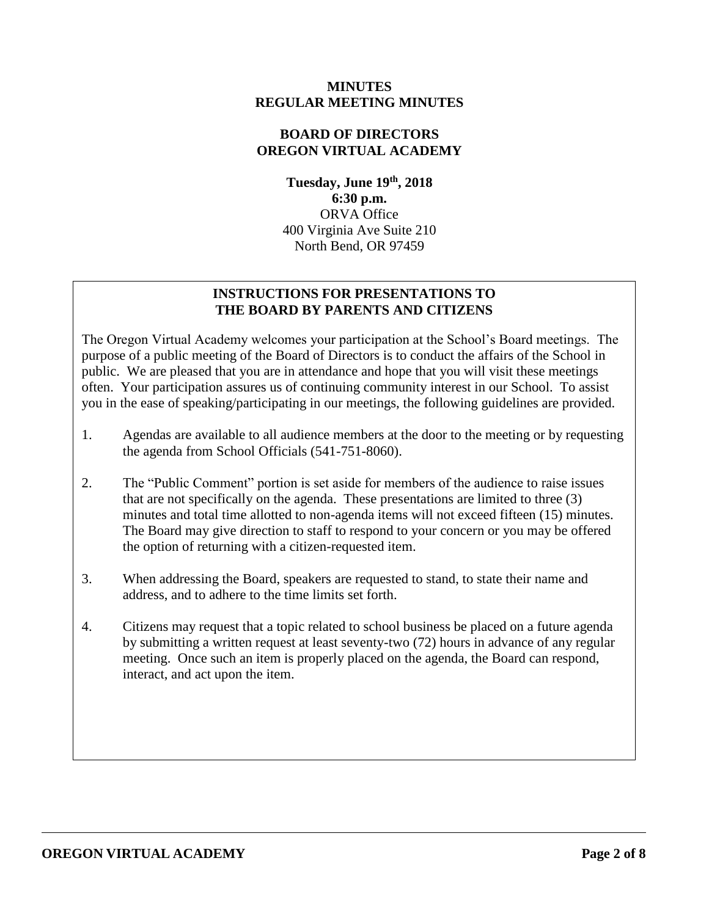# MINUTES
# REGULAR MEETING MINUTES

## BOARD OF DIRECTORS
## OREGON VIRTUAL ACADEMY

**Tuesday, June 19th, 2018**
**6:30 p.m.**
ORVA Office
400 Virginia Ave Suite 210
North Bend, OR 97459

### INSTRUCTIONS FOR PRESENTATIONS TO THE BOARD BY PARENTS AND CITIZENS

The Oregon Virtual Academy welcomes your participation at the School's Board meetings. The purpose of a public meeting of the Board of Directors is to conduct the affairs of the School in public. We are pleased that you are in attendance and hope that you will visit these meetings often. Your participation assures us of continuing community interest in our School. To assist you in the ease of speaking/participating in our meetings, the following guidelines are provided.

1. Agendas are available to all audience members at the door to the meeting or by requesting the agenda from School Officials (541-751-8060).
2. The "Public Comment" portion is set aside for members of the audience to raise issues that are not specifically on the agenda. These presentations are limited to three (3) minutes and total time allotted to non-agenda items will not exceed fifteen (15) minutes. The Board may give direction to staff to respond to your concern or you may be offered the option of returning with a citizen-requested item.
3. When addressing the Board, speakers are requested to stand, to state their name and address, and to adhere to the time limits set forth.
4. Citizens may request that a topic related to school business be placed on a future agenda by submitting a written request at least seventy-two (72) hours in advance of any regular meeting. Once such an item is properly placed on the agenda, the Board can respond, interact, and act upon the item.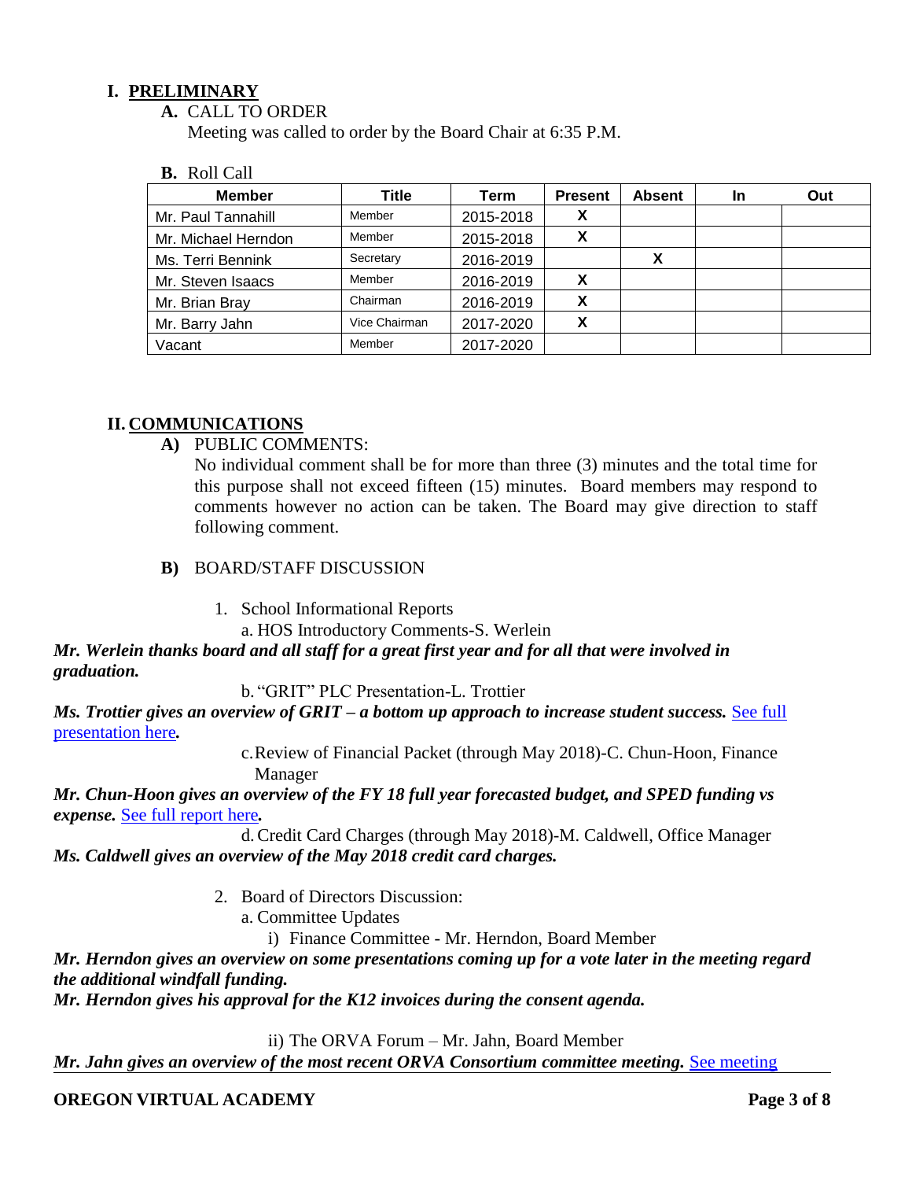# I. PRELIMINARY

**A.** CALL TO ORDER

Meeting was called to order by the Board Chair at 6:35 P.M.

**B.** Roll Call

| Member | Title | Term | Present | Absent | In | Out |
|---|---|---|---|---|---|---|
| Mr. Paul Tannahill | Member | 2015-2018 | X | | | |
| Mr. Michael Herndon | Member | 2015-2018 | X | | | |
| Ms. Terri Bennink | Secretary | 2016-2019 | | X | | |
| Mr. Steven Isaacs | Member | 2016-2019 | X | | | |
| Mr. Brian Bray | Chairman | 2016-2019 | X | | | |
| Mr. Barry Jahn | Vice Chairman | 2017-2020 | X | | | |
| Vacant | Member | 2017-2020 | | | | |

# II. COMMUNICATIONS

**A)** PUBLIC COMMENTS:

No individual comment shall be for more than three (3) minutes and the total time for this purpose shall not exceed fifteen (15) minutes. Board members may respond to comments however no action can be taken. The Board may give direction to staff following comment.

**B)** BOARD/STAFF DISCUSSION

1. School Informational Reports

a. HOS Introductory Comments-S. Werlein

***Mr. Werlein thanks board and all staff for a great first year and for all that were involved in graduation.***

b. "GRIT" PLC Presentation-L. Trottier

***Ms. Trottier gives an overview of GRIT – a bottom up approach to increase student success.*** See full presentation here***.***

c. Review of Financial Packet (through May 2018)-C. Chun-Hoon, Finance Manager

***Mr. Chun-Hoon gives an overview of the FY 18 full year forecasted budget, and SPED funding vs expense.*** See full report here***.***

d. Credit Card Charges (through May 2018)-M. Caldwell, Office Manager

***Ms. Caldwell gives an overview of the May 2018 credit card charges.***

2. Board of Directors Discussion:

a. Committee Updates

i) Finance Committee - Mr. Herndon, Board Member

***Mr. Herndon gives an overview on some presentations coming up for a vote later in the meeting regard the additional windfall funding.***

***Mr. Herndon gives his approval for the K12 invoices during the consent agenda.***

ii) The ORVA Forum – Mr. Jahn, Board Member

***Mr. Jahn gives an overview of the most recent ORVA Consortium committee meeting.*** See meeting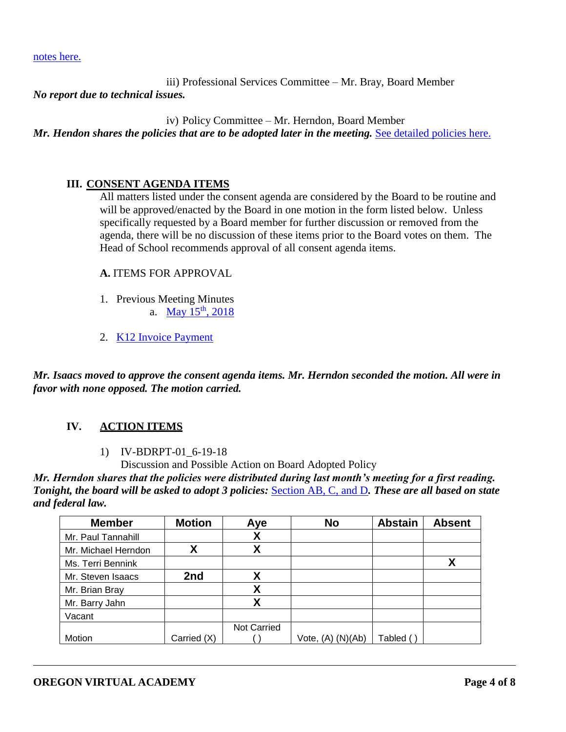notes here.

iii) Professional Services Committee – Mr. Bray, Board Member

***No report due to technical issues.***

iv) Policy Committee – Mr. Herndon, Board Member

***Mr. Hendon shares the policies that are to be adopted later in the meeting.*** See detailed policies here.

## III. CONSENT AGENDA ITEMS

All matters listed under the consent agenda are considered by the Board to be routine and will be approved/enacted by the Board in one motion in the form listed below. Unless specifically requested by a Board member for further discussion or removed from the agenda, there will be no discussion of these items prior to the Board votes on them. The Head of School recommends approval of all consent agenda items.

**A.** ITEMS FOR APPROVAL

1. Previous Meeting Minutes
   a. May 15th, 2018

2. K12 Invoice Payment

***Mr. Isaacs moved to approve the consent agenda items. Mr. Herndon seconded the motion. All were in favor with none opposed. The motion carried.***

## IV. ACTION ITEMS

1) IV-BDRPT-01_6-19-18
   Discussion and Possible Action on Board Adopted Policy

***Mr. Herndon shares that the policies were distributed during last month's meeting for a first reading. Tonight, the board will be asked to adopt 3 policies:*** Section AB, C, and D***. These are all based on state and federal law.***

| Member | Motion | Aye | No | Abstain | Absent |
|---|---|---|---|---|---|
| Mr. Paul Tannahill | | X | | | |
| Mr. Michael Herndon | X | X | | | |
| Ms. Terri Bennink | | | | | X |
| Mr. Steven Isaacs | 2nd | X | | | |
| Mr. Brian Bray | | X | | | |
| Mr. Barry Jahn | | X | | | |
| Vacant | | | | | |
| Motion | Carried (X) | Not Carried ( ) | Vote, (A) (N)(Ab) | Tabled ( ) | |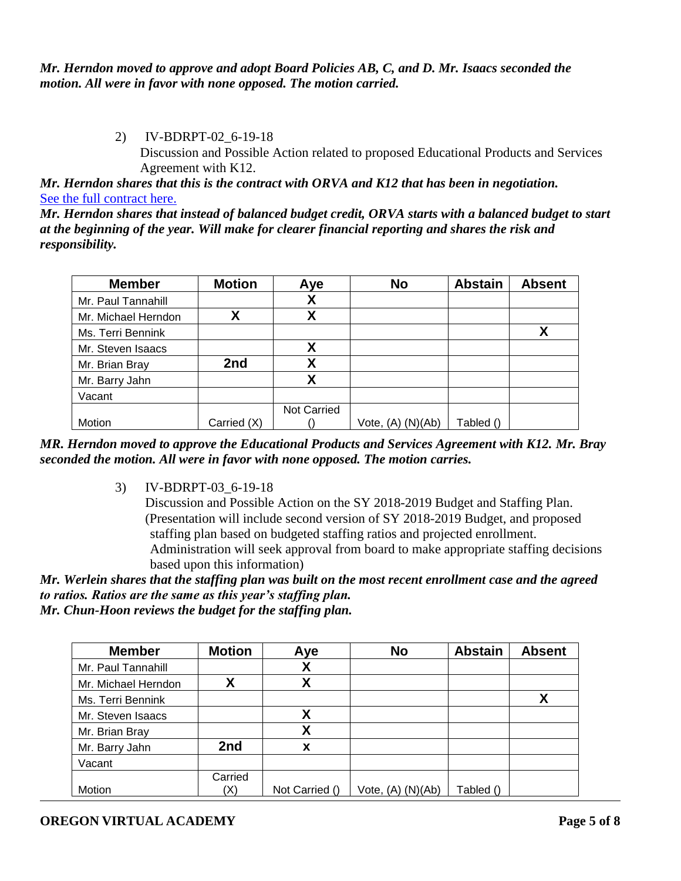***Mr. Herndon moved to approve and adopt Board Policies AB, C, and D. Mr. Isaacs seconded the motion. All were in favor with none opposed. The motion carried.***

2) IV-BDRPT-02_6-19-18
Discussion and Possible Action related to proposed Educational Products and Services Agreement with K12.

***Mr. Herndon shares that this is the contract with ORVA and K12 that has been in negotiation.***
[See the full contract here.]

***Mr. Herndon shares that instead of balanced budget credit, ORVA starts with a balanced budget to start at the beginning of the year. Will make for clearer financial reporting and shares the risk and responsibility.***

| Member | Motion | Aye | No | Abstain | Absent |
|---|---|---|---|---|---|
| Mr. Paul Tannahill | | X | | | |
| Mr. Michael Herndon | X | X | | | |
| Ms. Terri Bennink | | | | | X |
| Mr. Steven Isaacs | | X | | | |
| Mr. Brian Bray | 2nd | X | | | |
| Mr. Barry Jahn | | X | | | |
| Vacant | | | | | |
| Motion | Carried (X) | Not Carried () | Vote, (A) (N)(Ab) | Tabled () | |

***MR. Herndon moved to approve the Educational Products and Services Agreement with K12. Mr. Bray seconded the motion. All were in favor with none opposed. The motion carries.***

3) IV-BDRPT-03_6-19-18
Discussion and Possible Action on the SY 2018-2019 Budget and Staffing Plan. (Presentation will include second version of SY 2018-2019 Budget, and proposed staffing plan based on budgeted staffing ratios and projected enrollment. Administration will seek approval from board to make appropriate staffing decisions based upon this information)

***Mr. Werlein shares that the staffing plan was built on the most recent enrollment case and the agreed to ratios. Ratios are the same as this year's staffing plan.***
***Mr. Chun-Hoon reviews the budget for the staffing plan.***

| Member | Motion | Aye | No | Abstain | Absent |
|---|---|---|---|---|---|
| Mr. Paul Tannahill | | X | | | |
| Mr. Michael Herndon | X | X | | | |
| Ms. Terri Bennink | | | | | X |
| Mr. Steven Isaacs | | X | | | |
| Mr. Brian Bray | | X | | | |
| Mr. Barry Jahn | 2nd | x | | | |
| Vacant | | | | | |
| Motion | Carried (X) | Not Carried () | Vote, (A) (N)(Ab) | Tabled () | |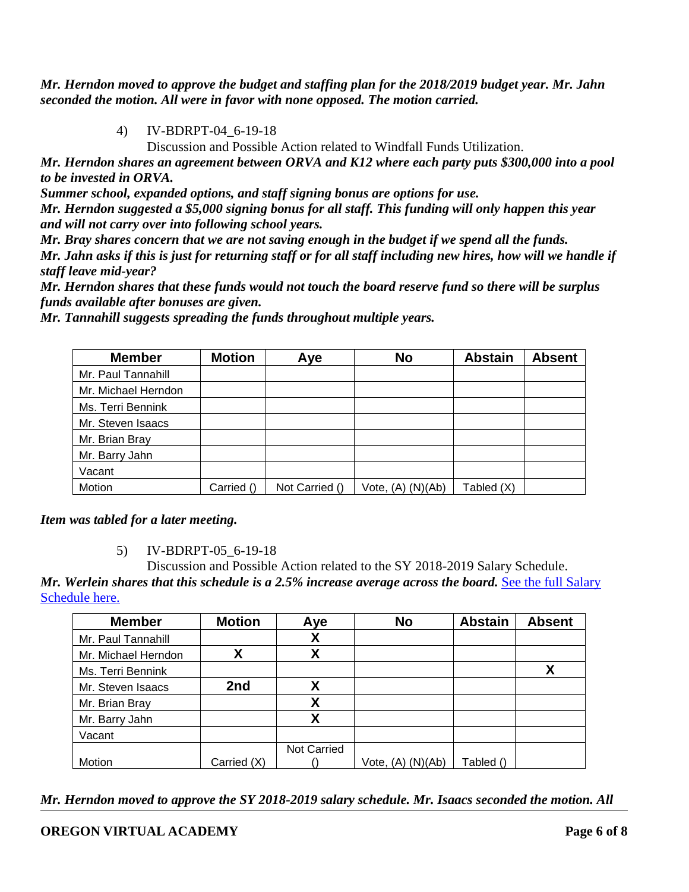***Mr. Herndon moved to approve the budget and staffing plan for the 2018/2019 budget year. Mr. Jahn seconded the motion. All were in favor with none opposed. The motion carried.***

4) IV-BDRPT-04_6-19-18

Discussion and Possible Action related to Windfall Funds Utilization.

***Mr. Herndon shares an agreement between ORVA and K12 where each party puts $300,000 into a pool to be invested in ORVA.***

***Summer school, expanded options, and staff signing bonus are options for use.***

***Mr. Herndon suggested a $5,000 signing bonus for all staff. This funding will only happen this year and will not carry over into following school years.***

***Mr. Bray shares concern that we are not saving enough in the budget if we spend all the funds.***

***Mr. Jahn asks if this is just for returning staff or for all staff including new hires, how will we handle if staff leave mid-year?***

***Mr. Herndon shares that these funds would not touch the board reserve fund so there will be surplus funds available after bonuses are given.***

***Mr. Tannahill suggests spreading the funds throughout multiple years.***

| Member | Motion | Aye | No | Abstain | Absent |
|---|---|---|---|---|---|
| Mr. Paul Tannahill | | | | | |
| Mr. Michael Herndon | | | | | |
| Ms. Terri Bennink | | | | | |
| Mr. Steven Isaacs | | | | | |
| Mr. Brian Bray | | | | | |
| Mr. Barry Jahn | | | | | |
| Vacant | | | | | |
| Motion | Carried () | Not Carried () | Vote, (A) (N)(Ab) | Tabled (X) | |

***Item was tabled for a later meeting.***

5) IV-BDRPT-05_6-19-18

Discussion and Possible Action related to the SY 2018-2019 Salary Schedule.

***Mr. Werlein shares that this schedule is a 2.5% increase average across the board.*** See the full Salary Schedule here.

| Member | Motion | Aye | No | Abstain | Absent |
|---|---|---|---|---|---|
| Mr. Paul Tannahill | | X | | | |
| Mr. Michael Herndon | X | X | | | |
| Ms. Terri Bennink | | | | | X |
| Mr. Steven Isaacs | 2nd | X | | | |
| Mr. Brian Bray | | X | | | |
| Mr. Barry Jahn | | X | | | |
| Vacant | | | | | |
| Motion | Carried (X) | Not Carried () | Vote, (A) (N)(Ab) | Tabled () | |

***Mr. Herndon moved to approve the SY 2018-2019 salary schedule. Mr. Isaacs seconded the motion. All***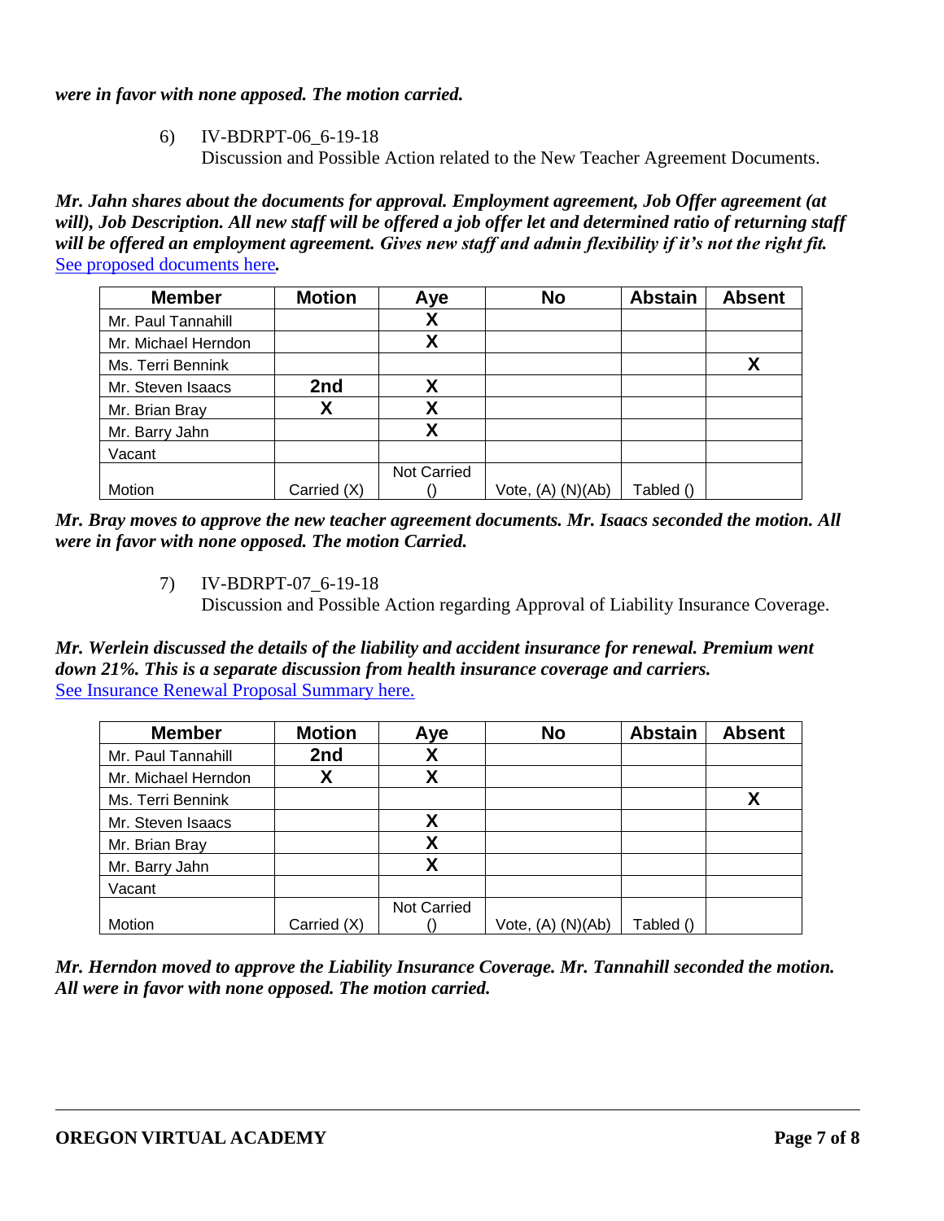***were in favor with none apposed. The motion carried.***

6) IV-BDRPT-06_6-19-18
   Discussion and Possible Action related to the New Teacher Agreement Documents.

***Mr. Jahn shares about the documents for approval. Employment agreement, Job Offer agreement (at will), Job Description. All new staff will be offered a job offer let and determined ratio of returning staff will be offered an employment agreement. Gives new staff and admin flexibility if it's not the right fit.*** [See proposed documents here]***.***

| Member | Motion | Aye | No | Abstain | Absent |
|---|---|---|---|---|---|
| Mr. Paul Tannahill | | X | | | |
| Mr. Michael Herndon | | X | | | |
| Ms. Terri Bennink | | | | | X |
| Mr. Steven Isaacs | 2nd | X | | | |
| Mr. Brian Bray | X | X | | | |
| Mr. Barry Jahn | | X | | | |
| Vacant | | | | | |
| Motion | Carried (X) | Not Carried () | Vote, (A) (N)(Ab) | Tabled () | |

***Mr. Bray moves to approve the new teacher agreement documents. Mr. Isaacs seconded the motion. All were in favor with none opposed. The motion Carried.***

7) IV-BDRPT-07_6-19-18
   Discussion and Possible Action regarding Approval of Liability Insurance Coverage.

***Mr. Werlein discussed the details of the liability and accident insurance for renewal. Premium went down 21%. This is a separate discussion from health insurance coverage and carriers.***
[See Insurance Renewal Proposal Summary here.]

| Member | Motion | Aye | No | Abstain | Absent |
|---|---|---|---|---|---|
| Mr. Paul Tannahill | 2nd | X | | | |
| Mr. Michael Herndon | X | X | | | |
| Ms. Terri Bennink | | | | | X |
| Mr. Steven Isaacs | | X | | | |
| Mr. Brian Bray | | X | | | |
| Mr. Barry Jahn | | X | | | |
| Vacant | | | | | |
| Motion | Carried (X) | Not Carried () | Vote, (A) (N)(Ab) | Tabled () | |

***Mr. Herndon moved to approve the Liability Insurance Coverage. Mr. Tannahill seconded the motion. All were in favor with none opposed. The motion carried.***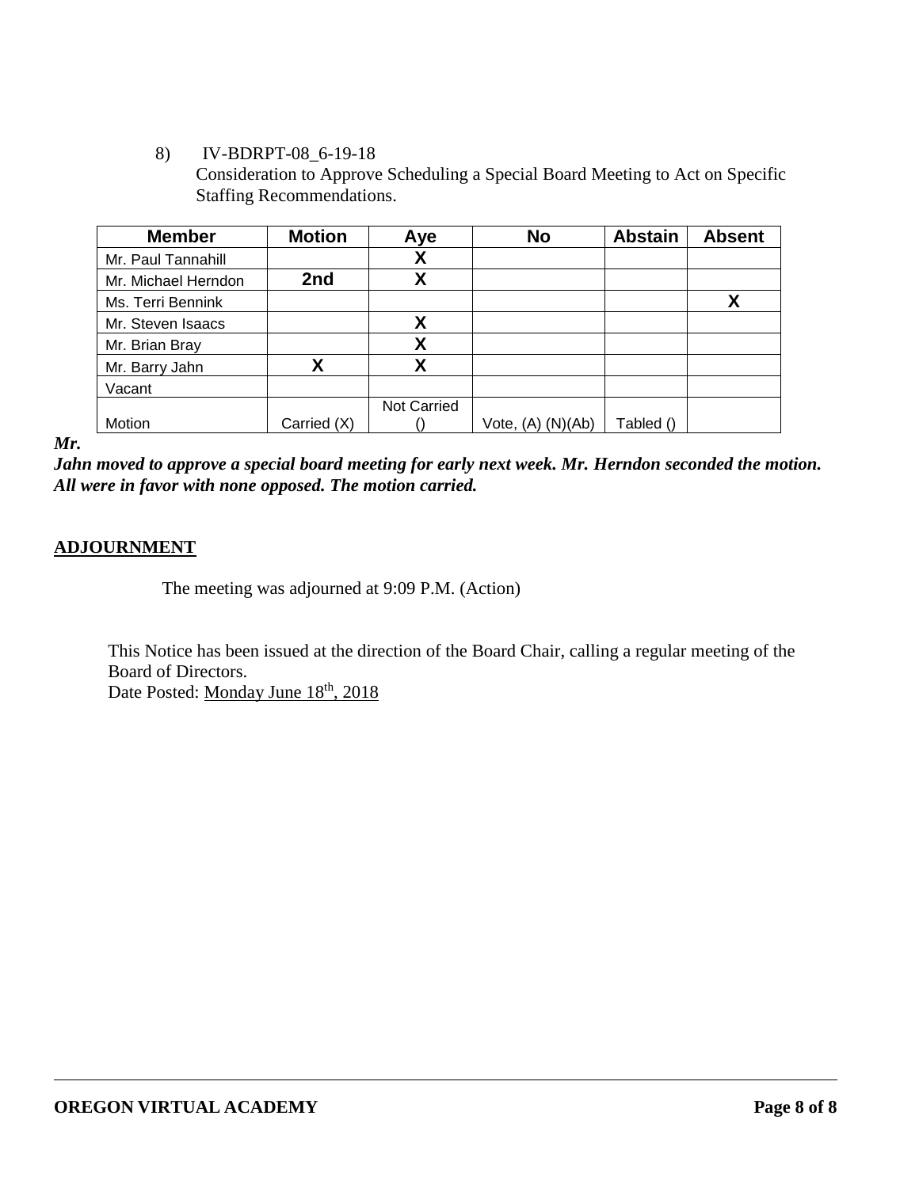8) IV-BDRPT-08_6-19-18
Consideration to Approve Scheduling a Special Board Meeting to Act on Specific Staffing Recommendations.

| Member | Motion | Aye | No | Abstain | Absent |
|---|---|---|---|---|---|
| Mr. Paul Tannahill | | X | | | |
| Mr. Michael Herndon | 2nd | X | | | |
| Ms. Terri Bennink | | | | | X |
| Mr. Steven Isaacs | | X | | | |
| Mr. Brian Bray | | X | | | |
| Mr. Barry Jahn | X | X | | | |
| Vacant | | | | | |
| Motion | Carried (X) | Not Carried () | Vote, (A) (N)(Ab) | Tabled () | |

***Mr. Jahn moved to approve a special board meeting for early next week. Mr. Herndon seconded the motion. All were in favor with none opposed. The motion carried.***

**ADJOURNMENT**

The meeting was adjourned at 9:09 P.M. (Action)

This Notice has been issued at the direction of the Board Chair, calling a regular meeting of the Board of Directors.
Date Posted: Monday June 18th, 2018

**OREGON VIRTUAL ACADEMY**